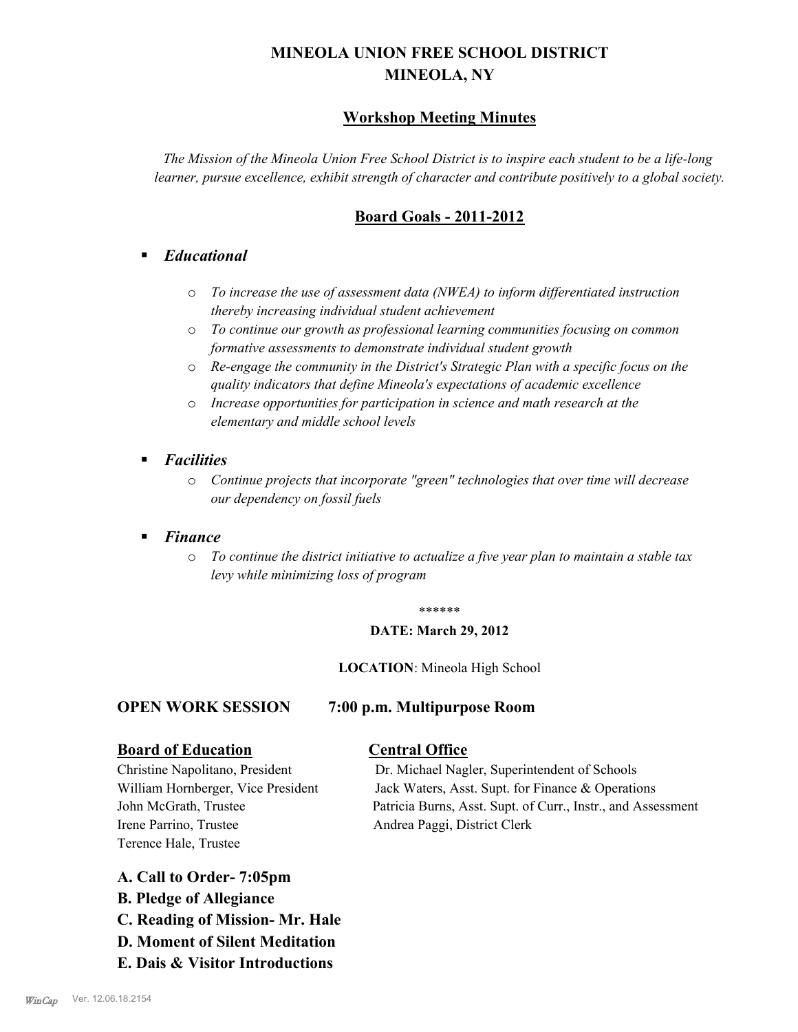# MINEOLA UNION FREE SCHOOL DISTRICT
# MINEOLA, NY

## Workshop Meeting Minutes

*The Mission of the Mineola Union Free School District is to inspire each student to be a life-long learner, pursue excellence, exhibit strength of character and contribute positively to a global society.*

## Board Goals - 2011-2012

- ***Educational***
  - *To increase the use of assessment data (NWEA) to inform differentiated instruction thereby increasing individual student achievement*
  - *To continue our growth as professional learning communities focusing on common formative assessments to demonstrate individual student growth*
  - *Re-engage the community in the District's Strategic Plan with a specific focus on the quality indicators that define Mineola's expectations of academic excellence*
  - *Increase opportunities for participation in science and math research at the elementary and middle school levels*
- ***Facilities***
  - *Continue projects that incorporate "green" technologies that over time will decrease our dependency on fossil fuels*
- ***Finance***
  - *To continue the district initiative to actualize a five year plan to maintain a stable tax levy while minimizing loss of program*

******

**DATE: March 29, 2012**

**LOCATION**: Mineola High School

**OPEN WORK SESSION 7:00 p.m. Multipurpose Room**

**Board of Education**

Christine Napolitano, President
William Hornberger, Vice President
John McGrath, Trustee
Irene Parrino, Trustee
Terence Hale, Trustee

**Central Office**

Dr. Michael Nagler, Superintendent of Schools
Jack Waters, Asst. Supt. for Finance & Operations
Patricia Burns, Asst. Supt. of Curr., Instr., and Assessment
Andrea Paggi, District Clerk

**A. Call to Order- 7:05pm**

**B. Pledge of Allegiance**

**C. Reading of Mission- Mr. Hale**

**D. Moment of Silent Meditation**

**E. Dais & Visitor Introductions**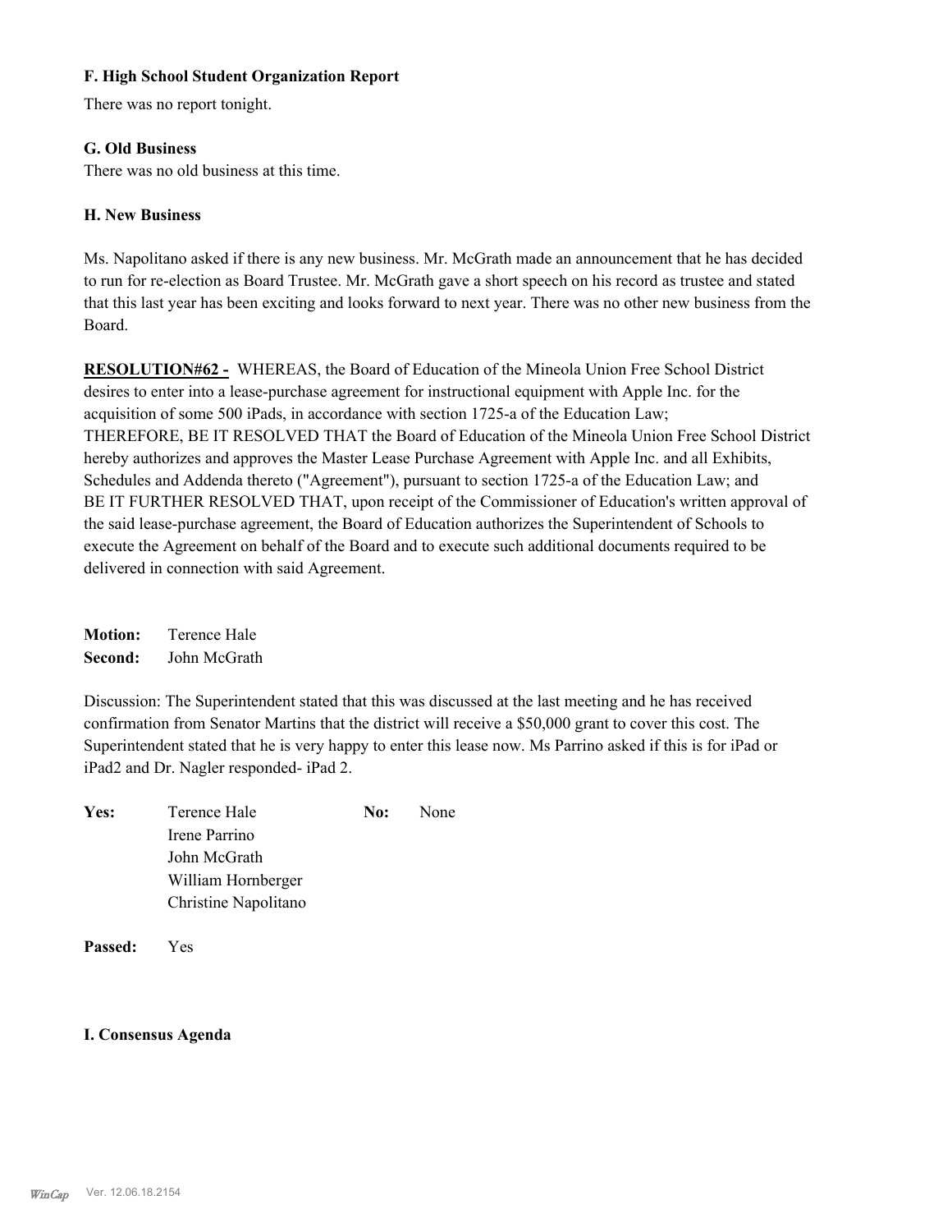### F. High School Student Organization Report

There was no report tonight.

### G. Old Business

There was no old business at this time.

### H. New Business

Ms. Napolitano asked if there is any new business. Mr. McGrath made an announcement that he has decided to run for re-election as Board Trustee. Mr. McGrath gave a short speech on his record as trustee and stated that this last year has been exciting and looks forward to next year. There was no other new business from the Board.

**RESOLUTION#62 -** WHEREAS, the Board of Education of the Mineola Union Free School District desires to enter into a lease-purchase agreement for instructional equipment with Apple Inc. for the acquisition of some 500 iPads, in accordance with section 1725-a of the Education Law;
THEREFORE, BE IT RESOLVED THAT the Board of Education of the Mineola Union Free School District hereby authorizes and approves the Master Lease Purchase Agreement with Apple Inc. and all Exhibits, Schedules and Addenda thereto ("Agreement"), pursuant to section 1725-a of the Education Law; and
BE IT FURTHER RESOLVED THAT, upon receipt of the Commissioner of Education's written approval of the said lease-purchase agreement, the Board of Education authorizes the Superintendent of Schools to execute the Agreement on behalf of the Board and to execute such additional documents required to be delivered in connection with said Agreement.

**Motion:** Terence Hale
**Second:** John McGrath

Discussion: The Superintendent stated that this was discussed at the last meeting and he has received confirmation from Senator Martins that the district will receive a $50,000 grant to cover this cost. The Superintendent stated that he is very happy to enter this lease now. Ms Parrino asked if this is for iPad or iPad2 and Dr. Nagler responded- iPad 2.

**Yes:** Terence Hale
Irene Parrino
John McGrath
William Hornberger
Christine Napolitano

**No:** None

**Passed:** Yes

### I. Consensus Agenda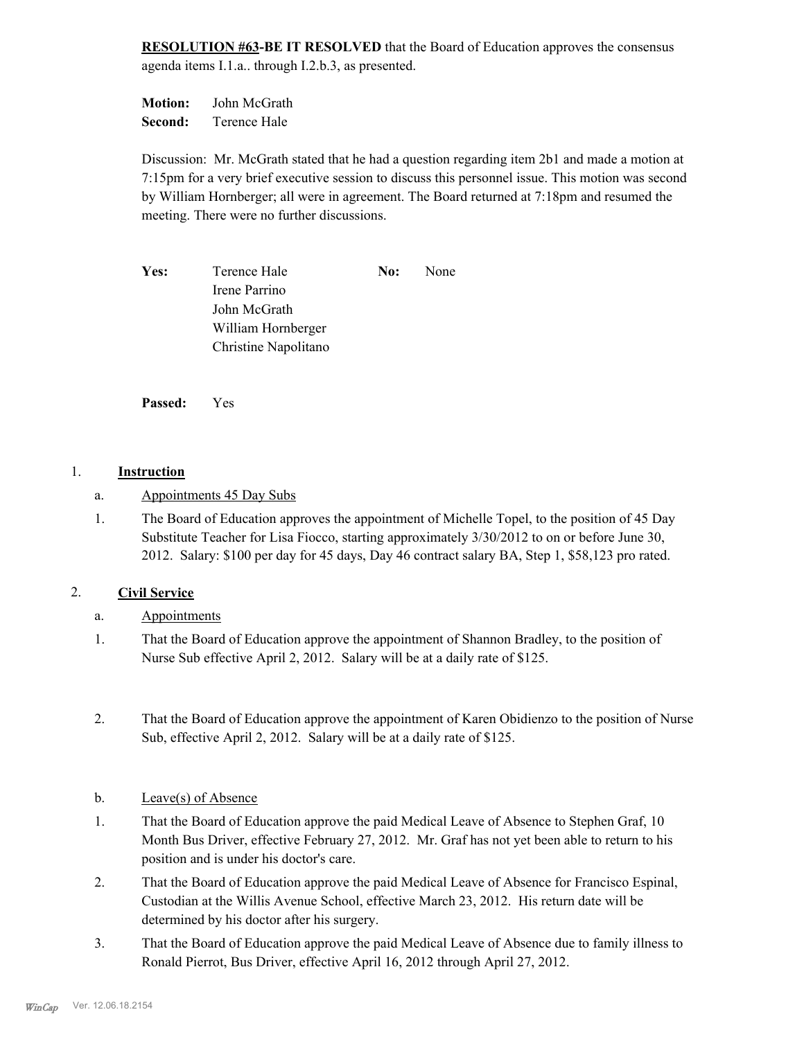**RESOLUTION #63-BE IT RESOLVED** that the Board of Education approves the consensus agenda items I.1.a.. through I.2.b.3, as presented.

**Motion:** John McGrath
**Second:** Terence Hale

Discussion: Mr. McGrath stated that he had a question regarding item 2b1 and made a motion at 7:15pm for a very brief executive session to discuss this personnel issue. This motion was second by William Hornberger; all were in agreement. The Board returned at 7:18pm and resumed the meeting. There were no further discussions.

| **Yes:** | Terence Hale | **No:** | None |
|---|---|---|---|
| | Irene Parrino | | |
| | John McGrath | | |
| | William Hornberger | | |
| | Christine Napolitano | | |

**Passed:** Yes

1. **Instruction**

   a. Appointments 45 Day Subs

   1. The Board of Education approves the appointment of Michelle Topel, to the position of 45 Day Substitute Teacher for Lisa Fiocco, starting approximately 3/30/2012 to on or before June 30, 2012. Salary: $100 per day for 45 days, Day 46 contract salary BA, Step 1, $58,123 pro rated.

2. **Civil Service**

   a. Appointments

   1. That the Board of Education approve the appointment of Shannon Bradley, to the position of Nurse Sub effective April 2, 2012. Salary will be at a daily rate of $125.

   2. That the Board of Education approve the appointment of Karen Obidienzo to the position of Nurse Sub, effective April 2, 2012. Salary will be at a daily rate of $125.

   b. Leave(s) of Absence

   1. That the Board of Education approve the paid Medical Leave of Absence to Stephen Graf, 10 Month Bus Driver, effective February 27, 2012. Mr. Graf has not yet been able to return to his position and is under his doctor's care.

   2. That the Board of Education approve the paid Medical Leave of Absence for Francisco Espinal, Custodian at the Willis Avenue School, effective March 23, 2012. His return date will be determined by his doctor after his surgery.

   3. That the Board of Education approve the paid Medical Leave of Absence due to family illness to Ronald Pierrot, Bus Driver, effective April 16, 2012 through April 27, 2012.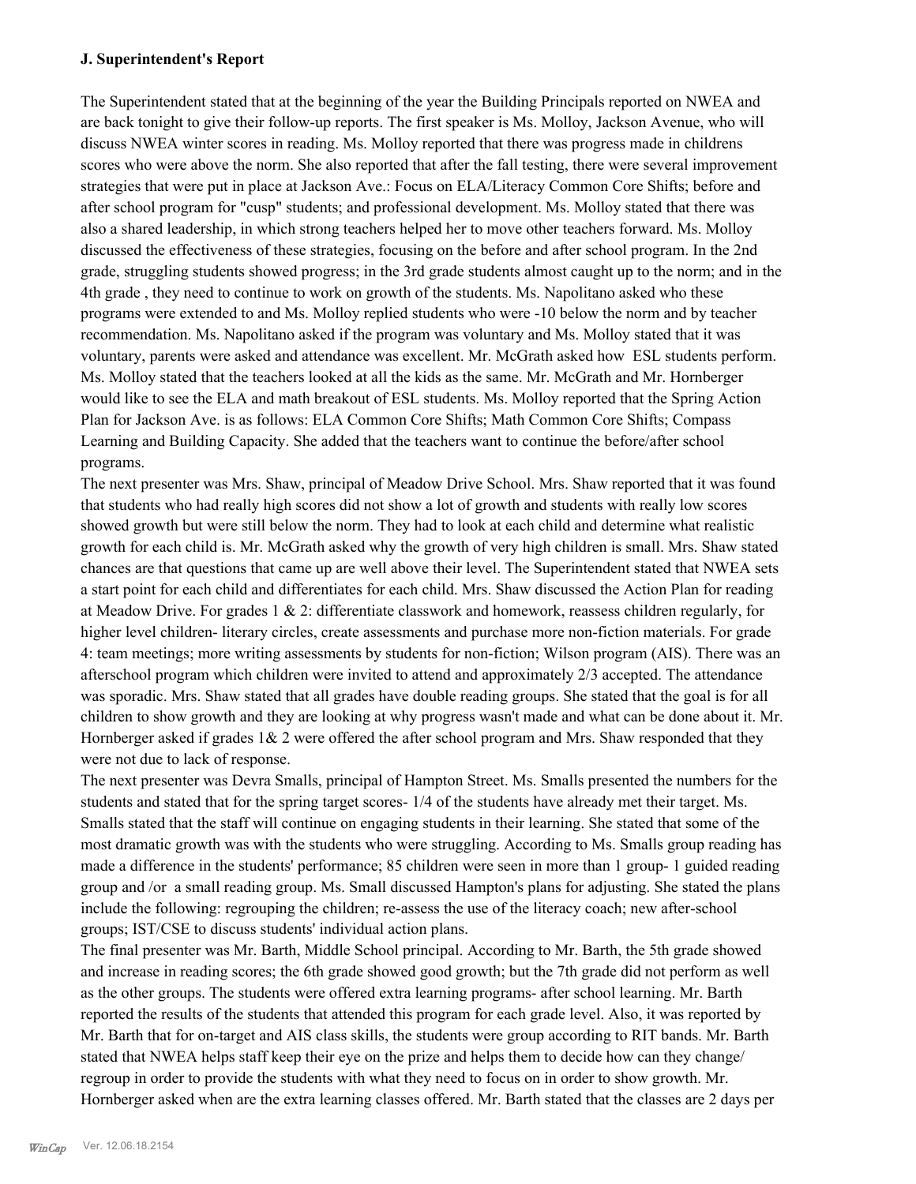**J. Superintendent's Report**

The Superintendent stated that at the beginning of the year the Building Principals reported on NWEA and are back tonight to give their follow-up reports. The first speaker is Ms. Molloy, Jackson Avenue, who will discuss NWEA winter scores in reading. Ms. Molloy reported that there was progress made in childrens scores who were above the norm. She also reported that after the fall testing, there were several improvement strategies that were put in place at Jackson Ave.: Focus on ELA/Literacy Common Core Shifts; before and after school program for "cusp" students; and professional development. Ms. Molloy stated that there was also a shared leadership, in which strong teachers helped her to move other teachers forward. Ms. Molloy discussed the effectiveness of these strategies, focusing on the before and after school program. In the 2nd grade, struggling students showed progress; in the 3rd grade students almost caught up to the norm; and in the 4th grade , they need to continue to work on growth of the students. Ms. Napolitano asked who these programs were extended to and Ms. Molloy replied students who were -10 below the norm and by teacher recommendation. Ms. Napolitano asked if the program was voluntary and Ms. Molloy stated that it was voluntary, parents were asked and attendance was excellent. Mr. McGrath asked how ESL students perform. Ms. Molloy stated that the teachers looked at all the kids as the same. Mr. McGrath and Mr. Hornberger would like to see the ELA and math breakout of ESL students. Ms. Molloy reported that the Spring Action Plan for Jackson Ave. is as follows: ELA Common Core Shifts; Math Common Core Shifts; Compass Learning and Building Capacity. She added that the teachers want to continue the before/after school programs.

The next presenter was Mrs. Shaw, principal of Meadow Drive School. Mrs. Shaw reported that it was found that students who had really high scores did not show a lot of growth and students with really low scores showed growth but were still below the norm. They had to look at each child and determine what realistic growth for each child is. Mr. McGrath asked why the growth of very high children is small. Mrs. Shaw stated chances are that questions that came up are well above their level. The Superintendent stated that NWEA sets a start point for each child and differentiates for each child. Mrs. Shaw discussed the Action Plan for reading at Meadow Drive. For grades 1 & 2: differentiate classwork and homework, reassess children regularly, for higher level children- literary circles, create assessments and purchase more non-fiction materials. For grade 4: team meetings; more writing assessments by students for non-fiction; Wilson program (AIS). There was an afterschool program which children were invited to attend and approximately 2/3 accepted. The attendance was sporadic. Mrs. Shaw stated that all grades have double reading groups. She stated that the goal is for all children to show growth and they are looking at why progress wasn't made and what can be done about it. Mr. Hornberger asked if grades 1& 2 were offered the after school program and Mrs. Shaw responded that they were not due to lack of response.

The next presenter was Devra Smalls, principal of Hampton Street. Ms. Smalls presented the numbers for the students and stated that for the spring target scores- 1/4 of the students have already met their target. Ms. Smalls stated that the staff will continue on engaging students in their learning. She stated that some of the most dramatic growth was with the students who were struggling. According to Ms. Smalls group reading has made a difference in the students' performance; 85 children were seen in more than 1 group- 1 guided reading group and /or a small reading group. Ms. Small discussed Hampton's plans for adjusting. She stated the plans include the following: regrouping the children; re-assess the use of the literacy coach; new after-school groups; IST/CSE to discuss students' individual action plans.

The final presenter was Mr. Barth, Middle School principal. According to Mr. Barth, the 5th grade showed and increase in reading scores; the 6th grade showed good growth; but the 7th grade did not perform as well as the other groups. The students were offered extra learning programs- after school learning. Mr. Barth reported the results of the students that attended this program for each grade level. Also, it was reported by Mr. Barth that for on-target and AIS class skills, the students were group according to RIT bands. Mr. Barth stated that NWEA helps staff keep their eye on the prize and helps them to decide how can they change/ regroup in order to provide the students with what they need to focus on in order to show growth. Mr. Hornberger asked when are the extra learning classes offered. Mr. Barth stated that the classes are 2 days per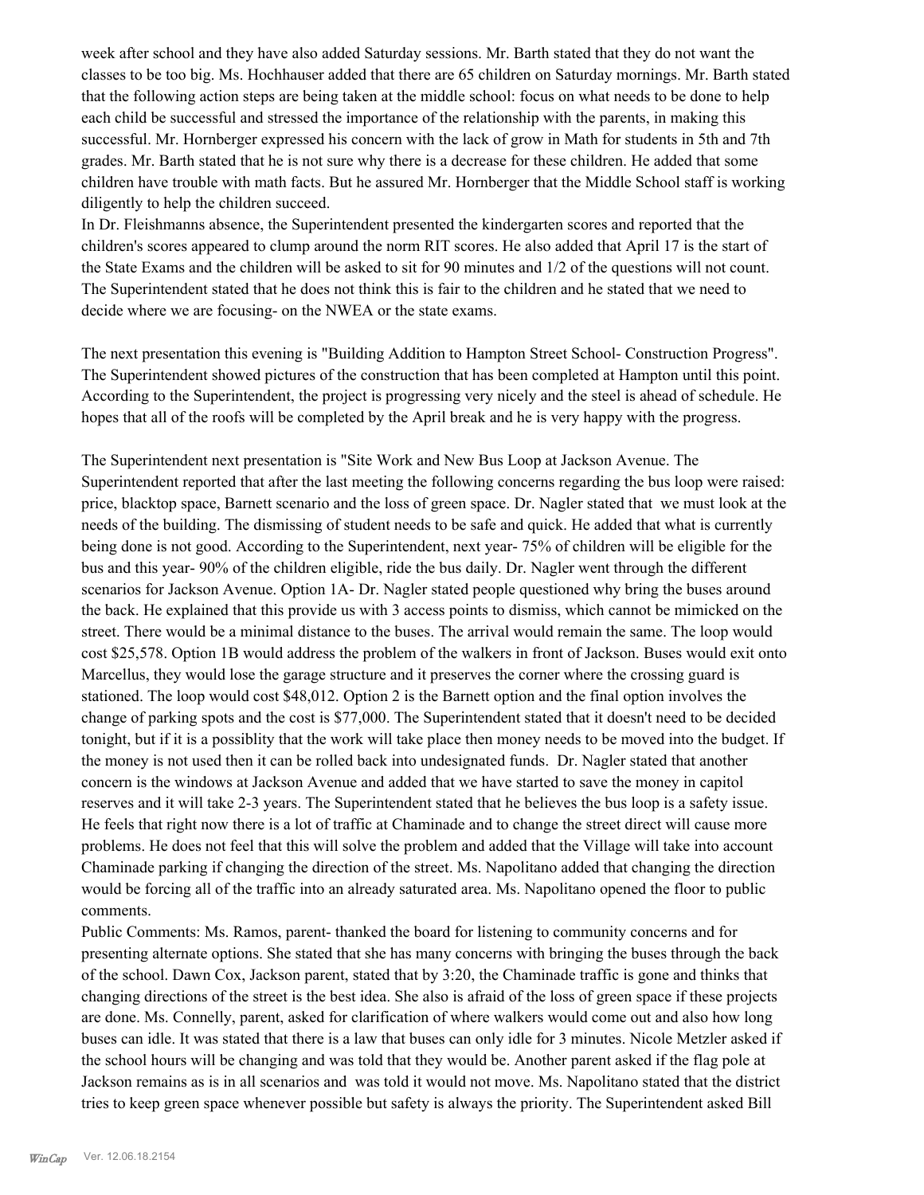week after school and they have also added Saturday sessions. Mr. Barth stated that they do not want the classes to be too big. Ms. Hochhauser added that there are 65 children on Saturday mornings. Mr. Barth stated that the following action steps are being taken at the middle school: focus on what needs to be done to help each child be successful and stressed the importance of the relationship with the parents, in making this successful. Mr. Hornberger expressed his concern with the lack of grow in Math for students in 5th and 7th grades. Mr. Barth stated that he is not sure why there is a decrease for these children. He added that some children have trouble with math facts. But he assured Mr. Hornberger that the Middle School staff is working diligently to help the children succeed.

In Dr. Fleishmanns absence, the Superintendent presented the kindergarten scores and reported that the children's scores appeared to clump around the norm RIT scores. He also added that April 17 is the start of the State Exams and the children will be asked to sit for 90 minutes and 1/2 of the questions will not count. The Superintendent stated that he does not think this is fair to the children and he stated that we need to decide where we are focusing- on the NWEA or the state exams.

The next presentation this evening is "Building Addition to Hampton Street School- Construction Progress". The Superintendent showed pictures of the construction that has been completed at Hampton until this point. According to the Superintendent, the project is progressing very nicely and the steel is ahead of schedule. He hopes that all of the roofs will be completed by the April break and he is very happy with the progress.

The Superintendent next presentation is "Site Work and New Bus Loop at Jackson Avenue. The Superintendent reported that after the last meeting the following concerns regarding the bus loop were raised: price, blacktop space, Barnett scenario and the loss of green space. Dr. Nagler stated that we must look at the needs of the building. The dismissing of student needs to be safe and quick. He added that what is currently being done is not good. According to the Superintendent, next year- 75% of children will be eligible for the bus and this year- 90% of the children eligible, ride the bus daily. Dr. Nagler went through the different scenarios for Jackson Avenue. Option 1A- Dr. Nagler stated people questioned why bring the buses around the back. He explained that this provide us with 3 access points to dismiss, which cannot be mimicked on the street. There would be a minimal distance to the buses. The arrival would remain the same. The loop would cost $25,578. Option 1B would address the problem of the walkers in front of Jackson. Buses would exit onto Marcellus, they would lose the garage structure and it preserves the corner where the crossing guard is stationed. The loop would cost $48,012. Option 2 is the Barnett option and the final option involves the change of parking spots and the cost is $77,000. The Superintendent stated that it doesn't need to be decided tonight, but if it is a possiblity that the work will take place then money needs to be moved into the budget. If the money is not used then it can be rolled back into undesignated funds. Dr. Nagler stated that another concern is the windows at Jackson Avenue and added that we have started to save the money in capitol reserves and it will take 2-3 years. The Superintendent stated that he believes the bus loop is a safety issue. He feels that right now there is a lot of traffic at Chaminade and to change the street direct will cause more problems. He does not feel that this will solve the problem and added that the Village will take into account Chaminade parking if changing the direction of the street. Ms. Napolitano added that changing the direction would be forcing all of the traffic into an already saturated area. Ms. Napolitano opened the floor to public comments.

Public Comments: Ms. Ramos, parent- thanked the board for listening to community concerns and for presenting alternate options. She stated that she has many concerns with bringing the buses through the back of the school. Dawn Cox, Jackson parent, stated that by 3:20, the Chaminade traffic is gone and thinks that changing directions of the street is the best idea. She also is afraid of the loss of green space if these projects are done. Ms. Connelly, parent, asked for clarification of where walkers would come out and also how long buses can idle. It was stated that there is a law that buses can only idle for 3 minutes. Nicole Metzler asked if the school hours will be changing and was told that they would be. Another parent asked if the flag pole at Jackson remains as is in all scenarios and was told it would not move. Ms. Napolitano stated that the district tries to keep green space whenever possible but safety is always the priority. The Superintendent asked Bill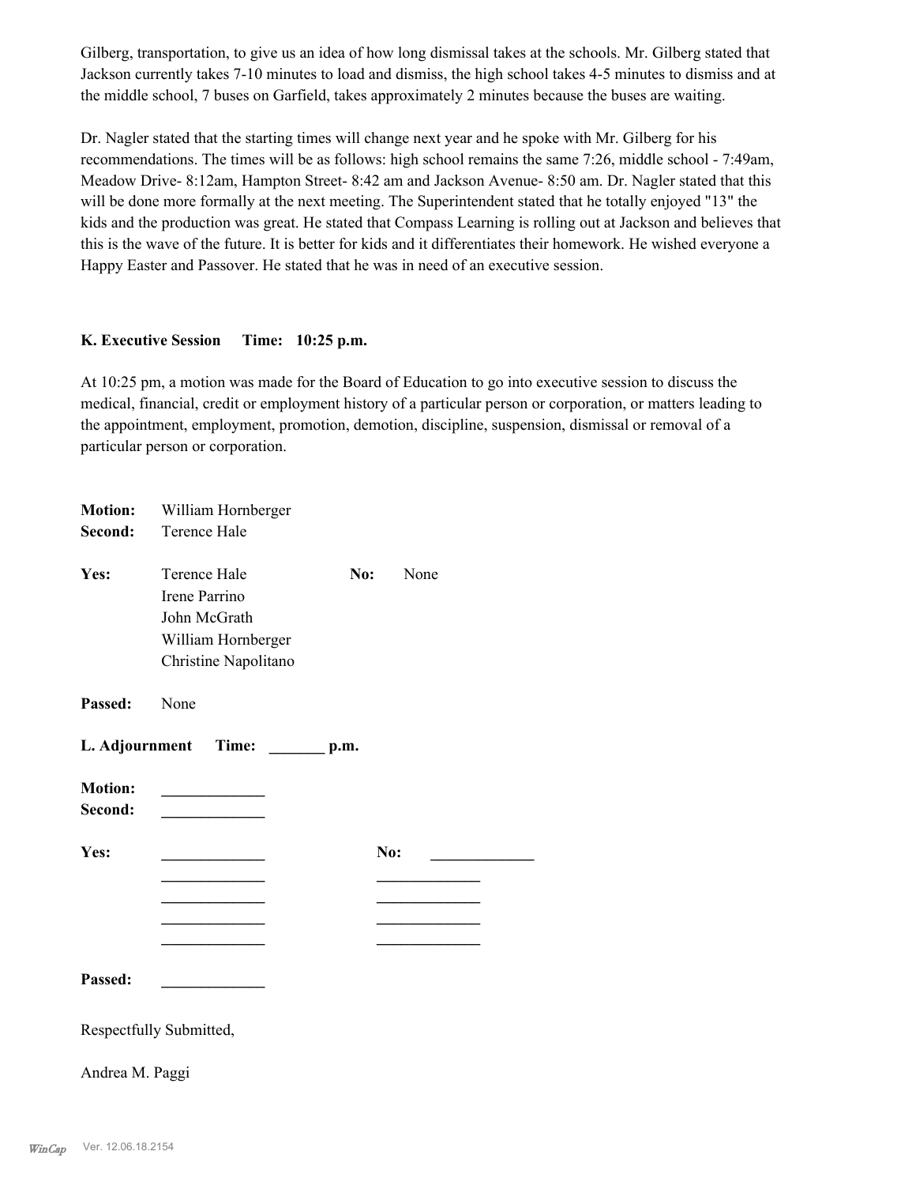Gilberg, transportation, to give us an idea of how long dismissal takes at the schools. Mr. Gilberg stated that Jackson currently takes 7-10 minutes to load and dismiss, the high school takes 4-5 minutes to dismiss and at the middle school, 7 buses on Garfield, takes approximately 2 minutes because the buses are waiting.

Dr. Nagler stated that the starting times will change next year and he spoke with Mr. Gilberg for his recommendations. The times will be as follows: high school remains the same 7:26, middle school - 7:49am, Meadow Drive- 8:12am, Hampton Street- 8:42 am and Jackson Avenue- 8:50 am. Dr. Nagler stated that this will be done more formally at the next meeting. The Superintendent stated that he totally enjoyed "13" the kids and the production was great. He stated that Compass Learning is rolling out at Jackson and believes that this is the wave of the future. It is better for kids and it differentiates their homework. He wished everyone a Happy Easter and Passover. He stated that he was in need of an executive session.

**K. Executive Session Time: 10:25 p.m.**

At 10:25 pm, a motion was made for the Board of Education to go into executive session to discuss the medical, financial, credit or employment history of a particular person or corporation, or matters leading to the appointment, employment, promotion, demotion, discipline, suspension, dismissal or removal of a particular person or corporation.

**Motion:** William Hornberger
**Second:** Terence Hale

**Yes:** Terence Hale
Irene Parrino
John McGrath
William Hornberger
Christine Napolitano

**No:** None

**Passed:** None

**L. Adjournment Time: _______ p.m.**

**Motion:** _____________
**Second:** _____________

**Yes:** _____________
_____________
_____________
_____________
_____________

**No:** _____________
_____________
_____________
_____________
_____________

**Passed:** _____________

Respectfully Submitted,

Andrea M. Paggi